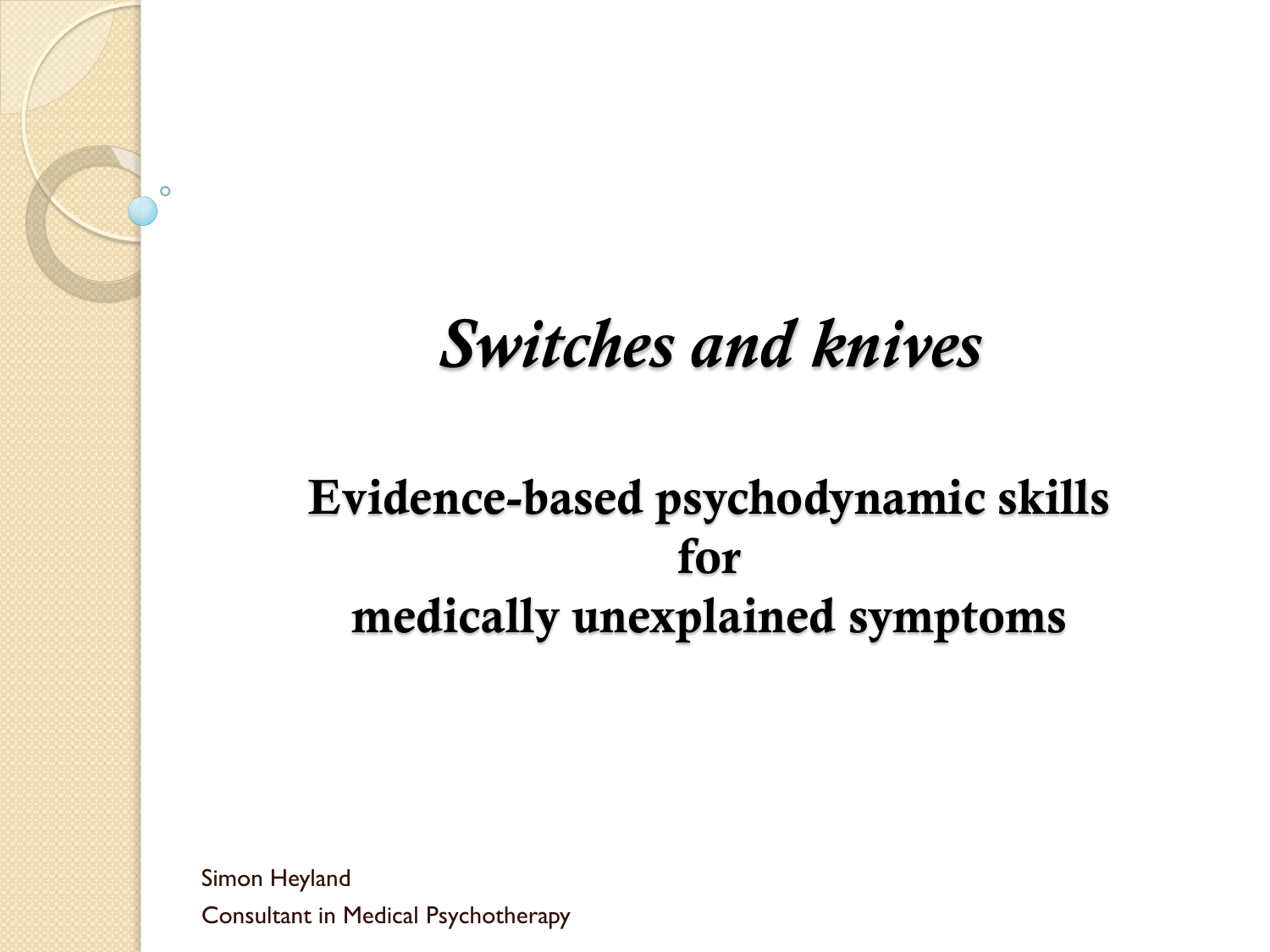# *Switches and knives*

## Evidence-based psychodynamic skills for medically unexplained symptoms

Simon Heyland

Consultant in Medical Psychotherapy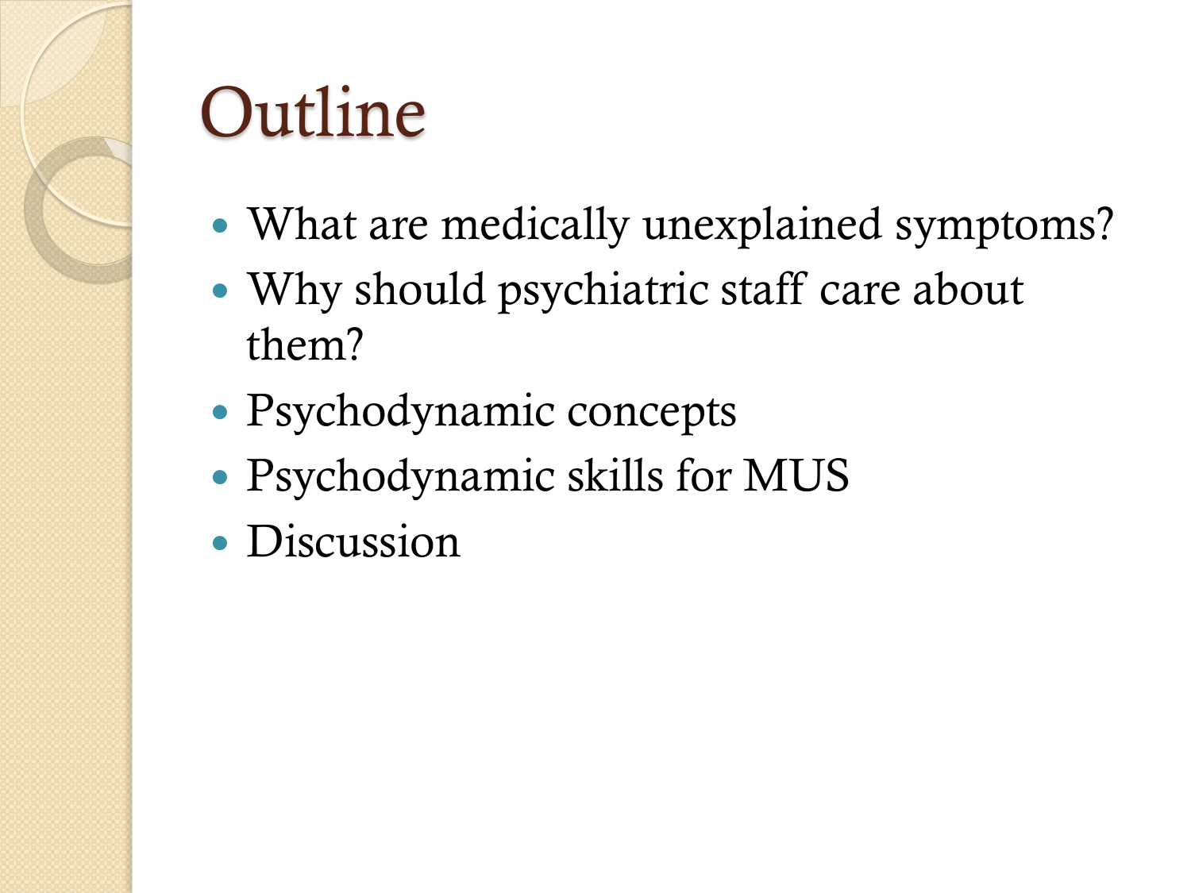# Outline

- What are medically unexplained symptoms?
- Why should psychiatric staff care about them?
- Psychodynamic concepts
- Psychodynamic skills for MUS
- Discussion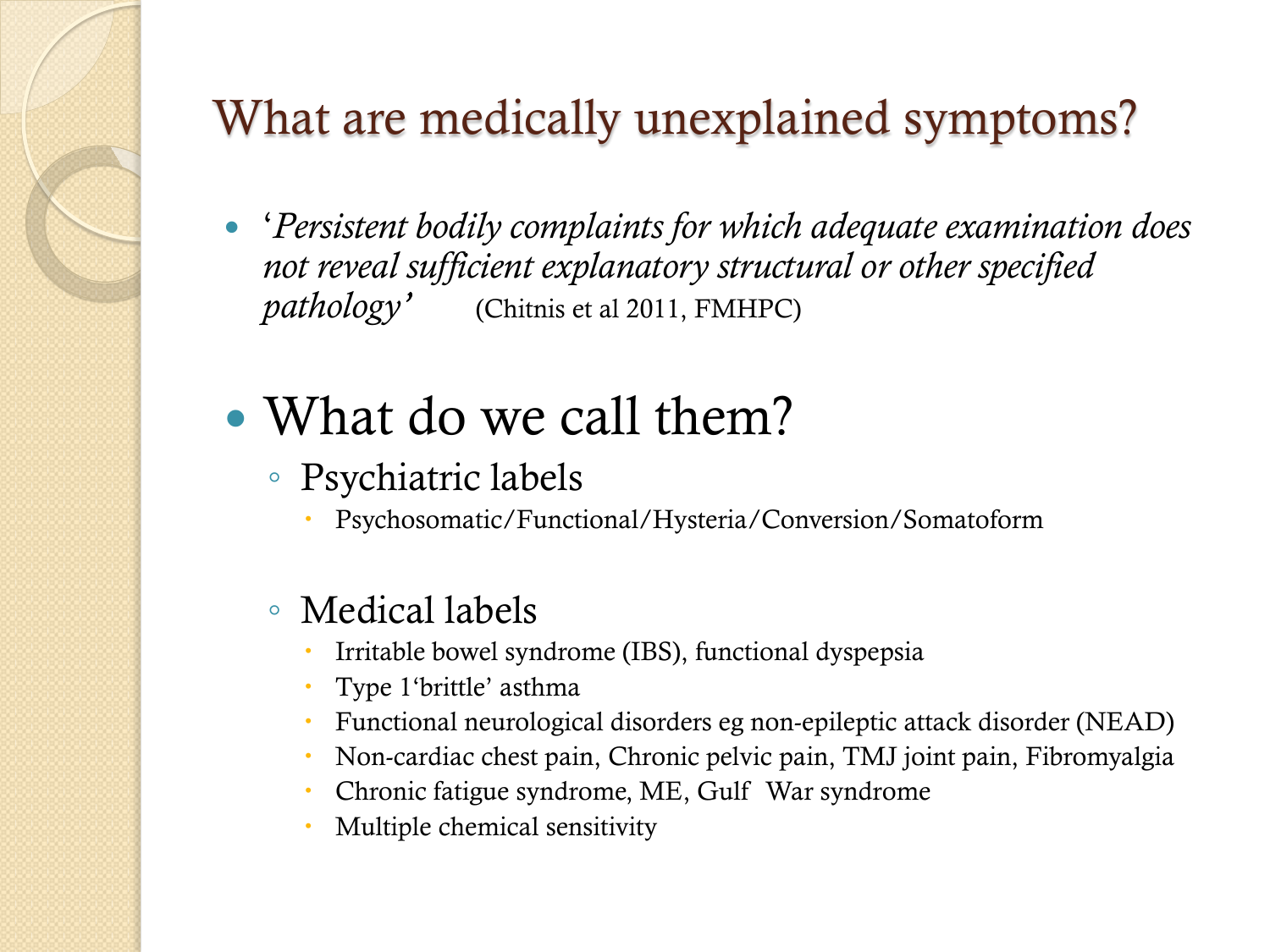# What are medically unexplained symptoms?

- '*Persistent bodily complaints for which adequate examination does not reveal sufficient explanatory structural or other specified pathology'* (Chitnis et al 2011, FMHPC)

- What do we call them?
  - Psychiatric labels
    - Psychosomatic/Functional/Hysteria/Conversion/Somatoform
  - Medical labels
    - Irritable bowel syndrome (IBS), functional dyspepsia
    - Type 1'brittle' asthma
    - Functional neurological disorders eg non-epileptic attack disorder (NEAD)
    - Non-cardiac chest pain, Chronic pelvic pain, TMJ joint pain, Fibromyalgia
    - Chronic fatigue syndrome, ME, Gulf War syndrome
    - Multiple chemical sensitivity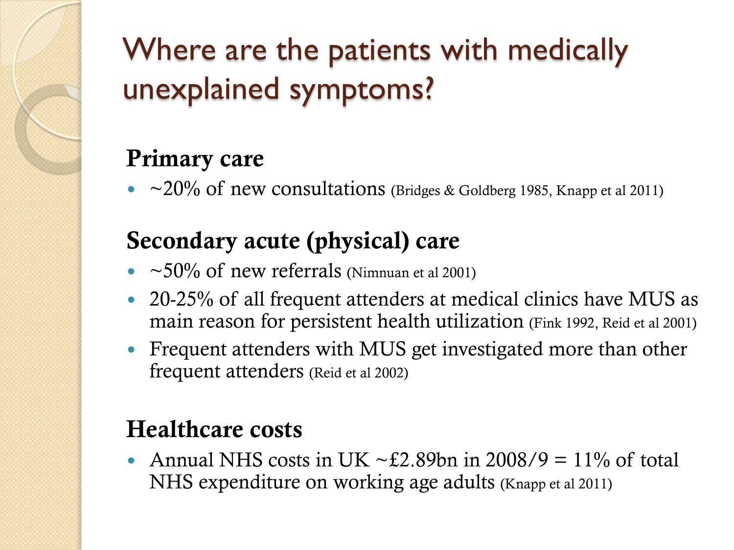# Where are the patients with medically unexplained symptoms?

## Primary care

- ~20% of new consultations (Bridges & Goldberg 1985, Knapp et al 2011)

## Secondary acute (physical) care

- ~50% of new referrals (Nimnuan et al 2001)
- 20-25% of all frequent attenders at medical clinics have MUS as main reason for persistent health utilization (Fink 1992, Reid et al 2001)
- Frequent attenders with MUS get investigated more than other frequent attenders (Reid et al 2002)

## Healthcare costs

- Annual NHS costs in UK ~£2.89bn in 2008/9 = 11% of total NHS expenditure on working age adults (Knapp et al 2011)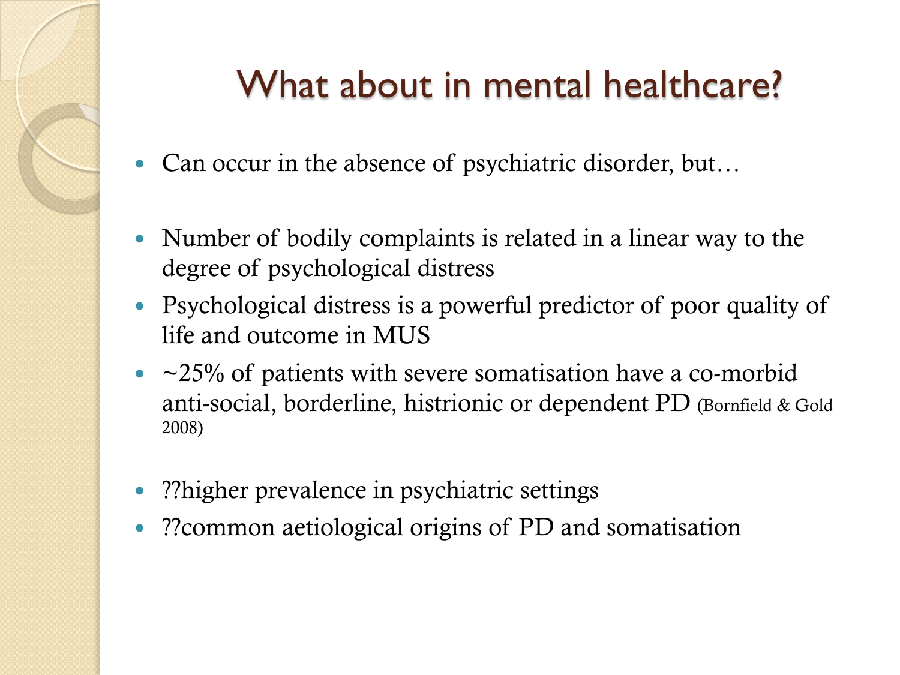# What about in mental healthcare?

- Can occur in the absence of psychiatric disorder, but…

- Number of bodily complaints is related in a linear way to the degree of psychological distress
- Psychological distress is a powerful predictor of poor quality of life and outcome in MUS
- ~25% of patients with severe somatisation have a co-morbid anti-social, borderline, histrionic or dependent PD (Bornfield & Gold 2008)

- ??higher prevalence in psychiatric settings
- ??common aetiological origins of PD and somatisation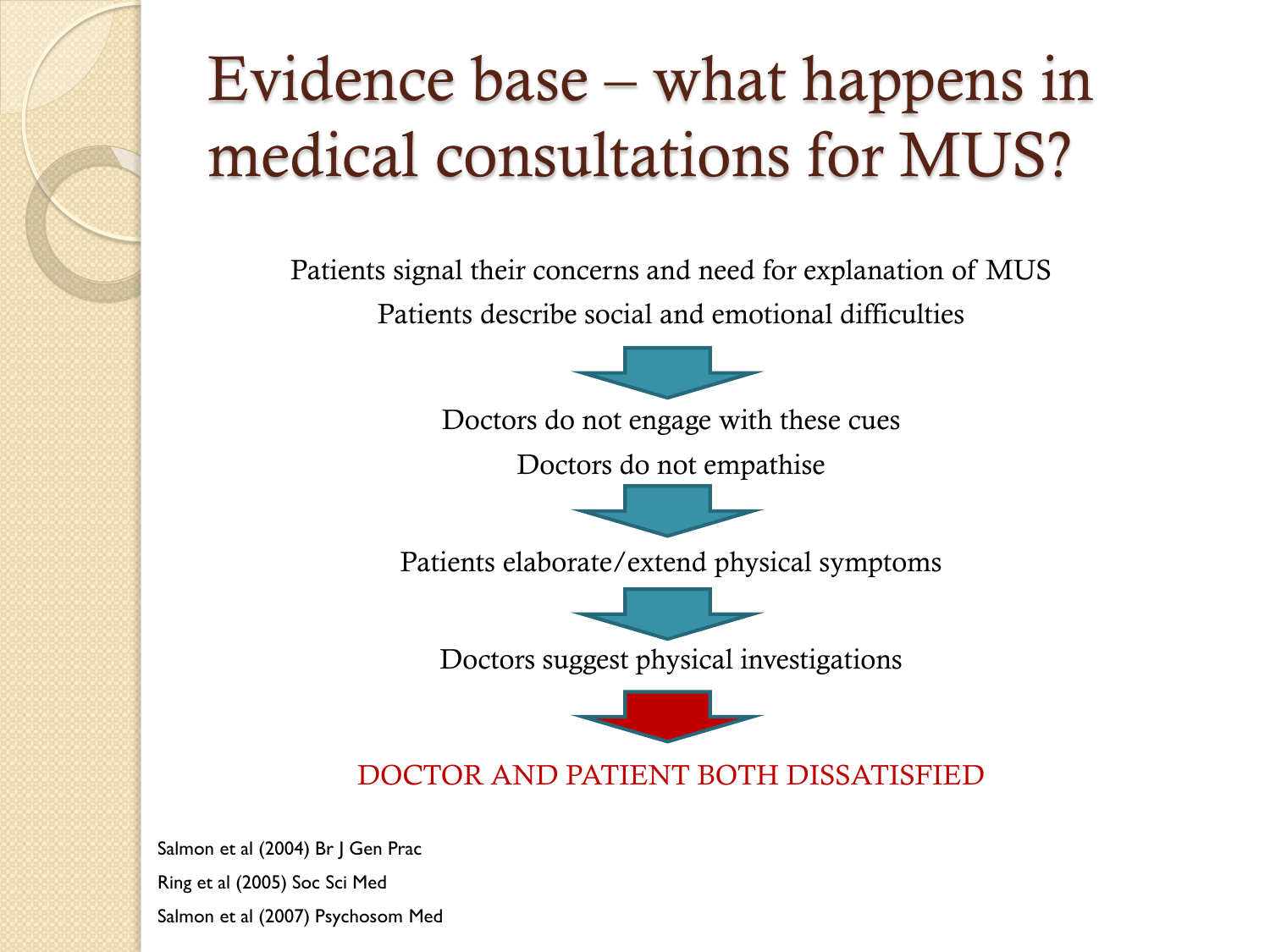# Evidence base – what happens in medical consultations for MUS?

Patients signal their concerns and need for explanation of MUS

Patients describe social and emotional difficulties

↓

Doctors do not engage with these cues

Doctors do not empathise

↓

Patients elaborate/extend physical symptoms

↓

Doctors suggest physical investigations

↓

DOCTOR AND PATIENT BOTH DISSATISFIED

Salmon et al (2004) Br J Gen Prac

Ring et al (2005) Soc Sci Med

Salmon et al (2007) Psychosom Med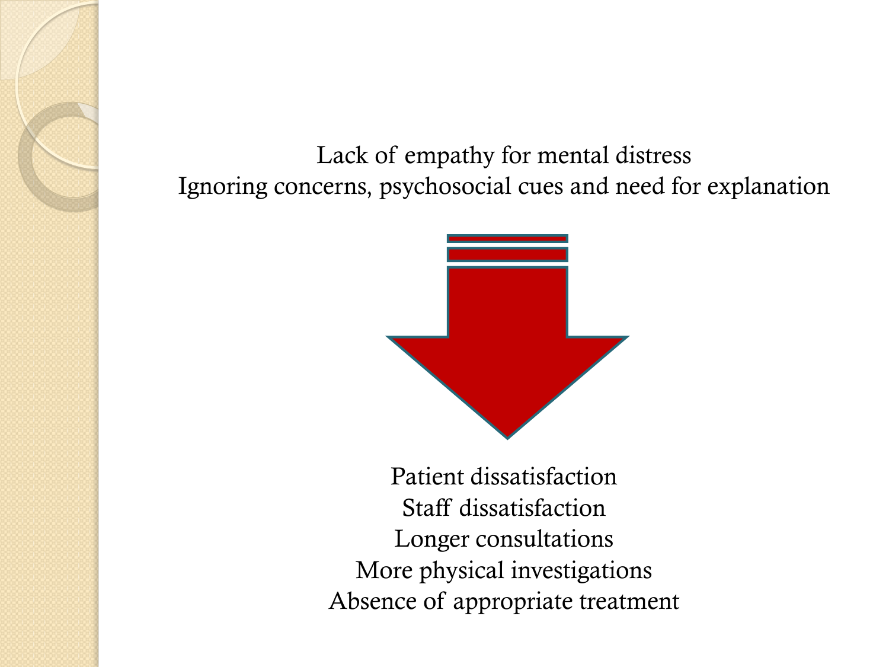Lack of empathy for mental distress
Ignoring concerns, psychosocial cues and need for explanation

Patient dissatisfaction
Staff dissatisfaction
Longer consultations
More physical investigations
Absence of appropriate treatment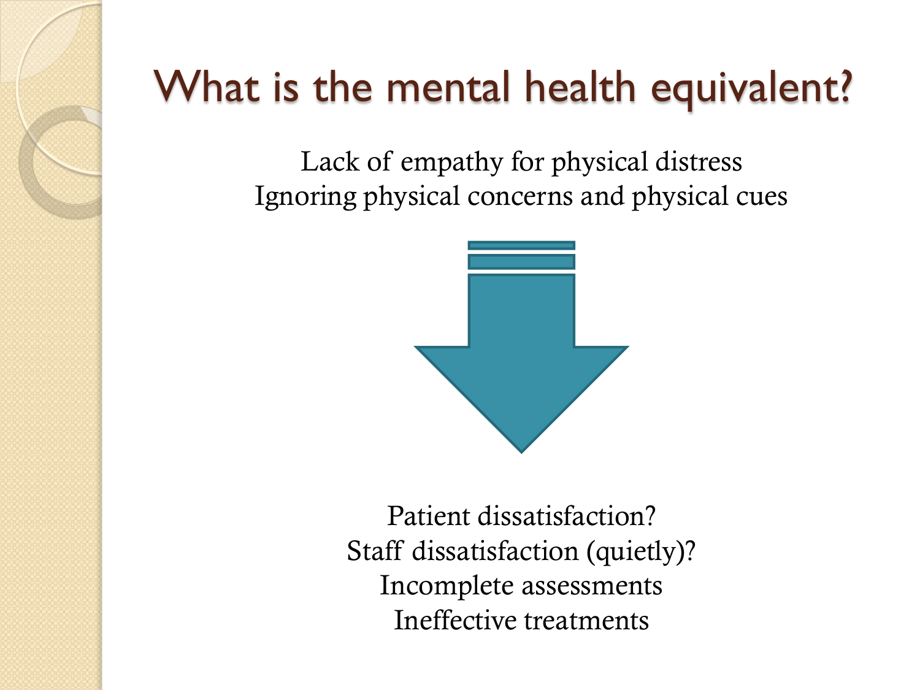# What is the mental health equivalent?

Lack of empathy for physical distress
Ignoring physical concerns and physical cues

Patient dissatisfaction?
Staff dissatisfaction (quietly)?
Incomplete assessments
Ineffective treatments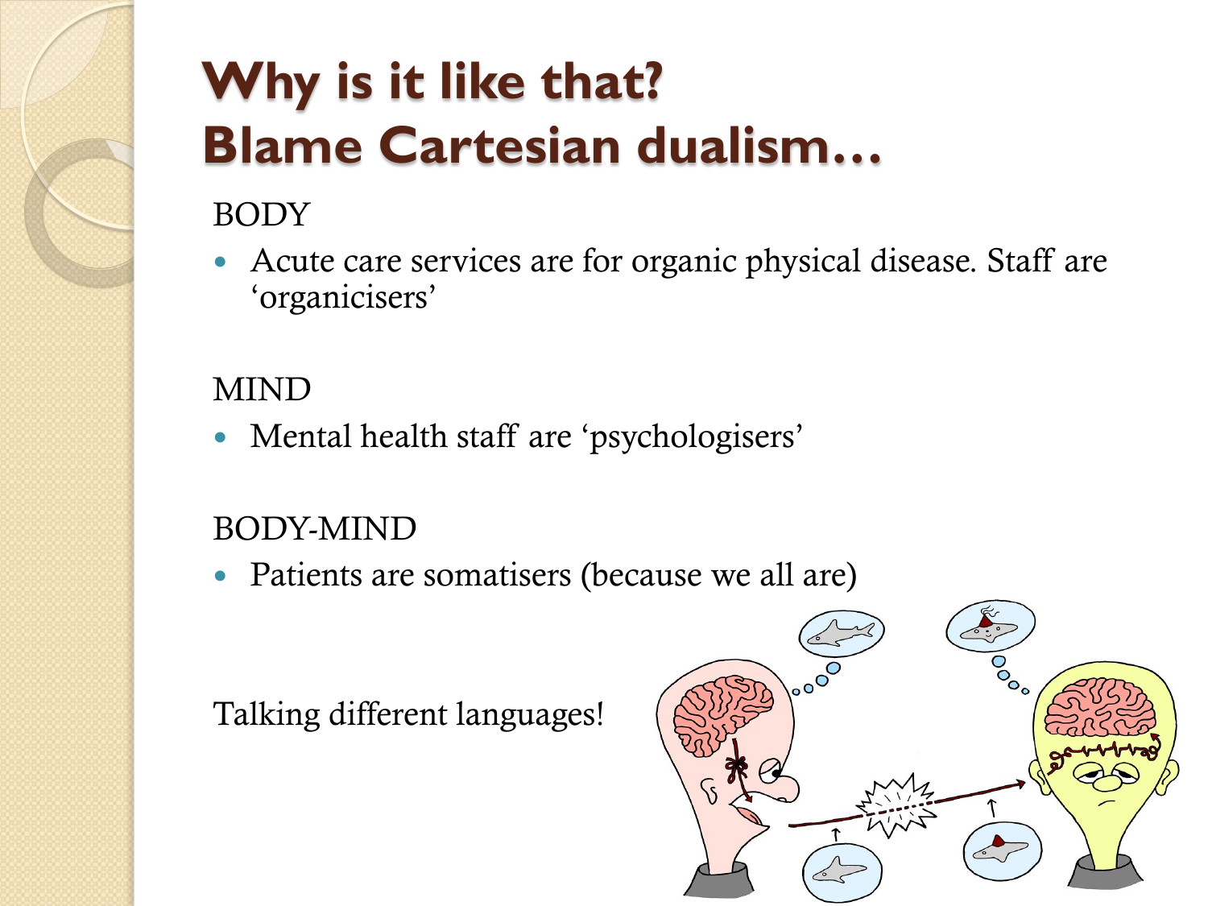# Why is it like that? Blame Cartesian dualism…

BODY

- Acute care services are for organic physical disease. Staff are ‘organicisers’

MIND

- Mental health staff are ‘psychologisers’

BODY-MIND

- Patients are somatisers (because we all are)

Talking different languages!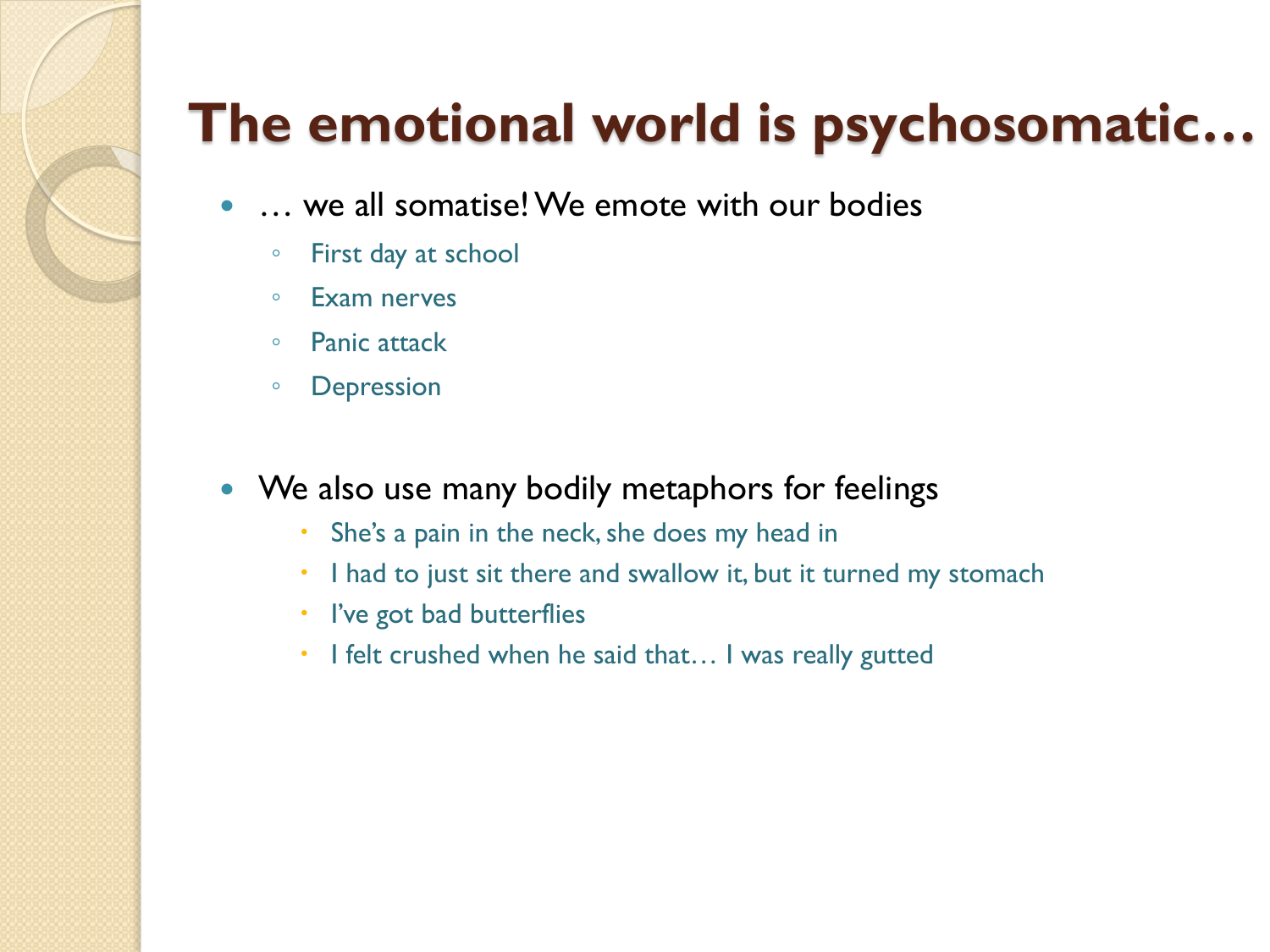# The emotional world is psychosomatic…

- … we all somatise! We emote with our bodies
  - First day at school
  - Exam nerves
  - Panic attack
  - Depression

- We also use many bodily metaphors for feelings
  - She's a pain in the neck, she does my head in
  - I had to just sit there and swallow it, but it turned my stomach
  - I've got bad butterflies
  - I felt crushed when he said that… I was really gutted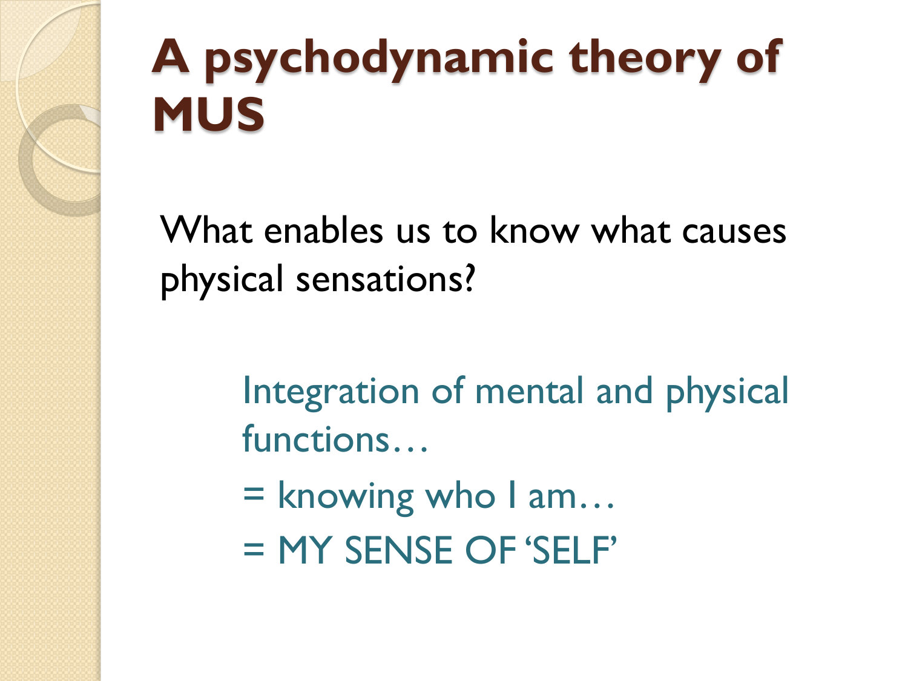# A psychodynamic theory of MUS

What enables us to know what causes physical sensations?

Integration of mental and physical functions…

= knowing who I am…

= MY SENSE OF 'SELF'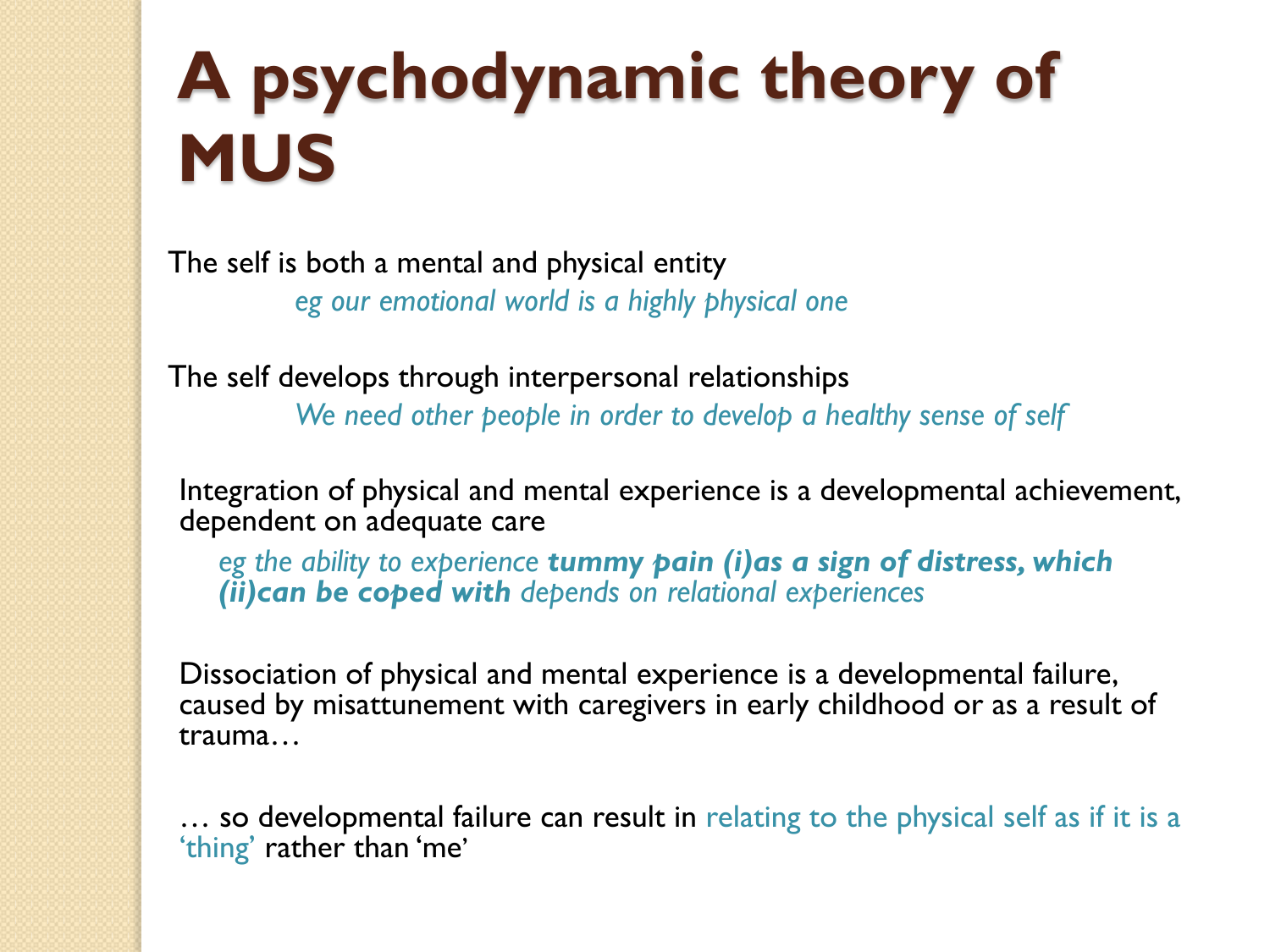# A psychodynamic theory of MUS

The self is both a mental and physical entity

*eg our emotional world is a highly physical one*

The self develops through interpersonal relationships

*We need other people in order to develop a healthy sense of self*

Integration of physical and mental experience is a developmental achievement, dependent on adequate care

*eg the ability to experience **tummy pain (i)as a sign of distress, which (ii)can be coped with** depends on relational experiences*

Dissociation of physical and mental experience is a developmental failure, caused by misattunement with caregivers in early childhood or as a result of trauma…

… so developmental failure can result in relating to the physical self as if it is a 'thing' rather than 'me'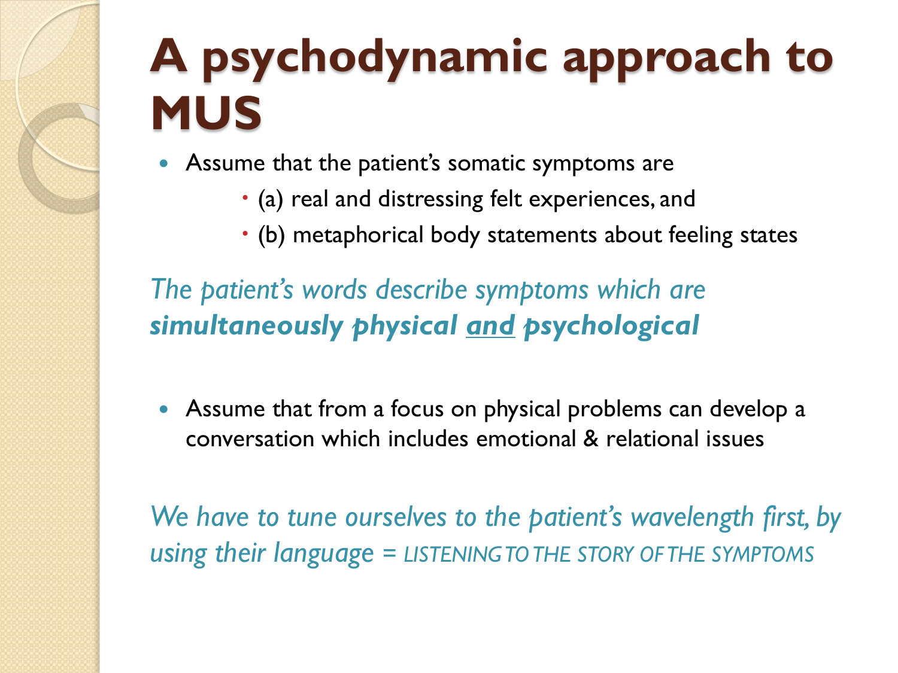# A psychodynamic approach to MUS

- Assume that the patient's somatic symptoms are
  - (a) real and distressing felt experiences, and
  - (b) metaphorical body statements about feeling states

*The patient's words describe symptoms which are* ***simultaneously physical <u>and</u> psychological***

- Assume that from a focus on physical problems can develop a conversation which includes emotional & relational issues

*We have to tune ourselves to the patient's wavelength first, by using their language = LISTENING TO THE STORY OF THE SYMPTOMS*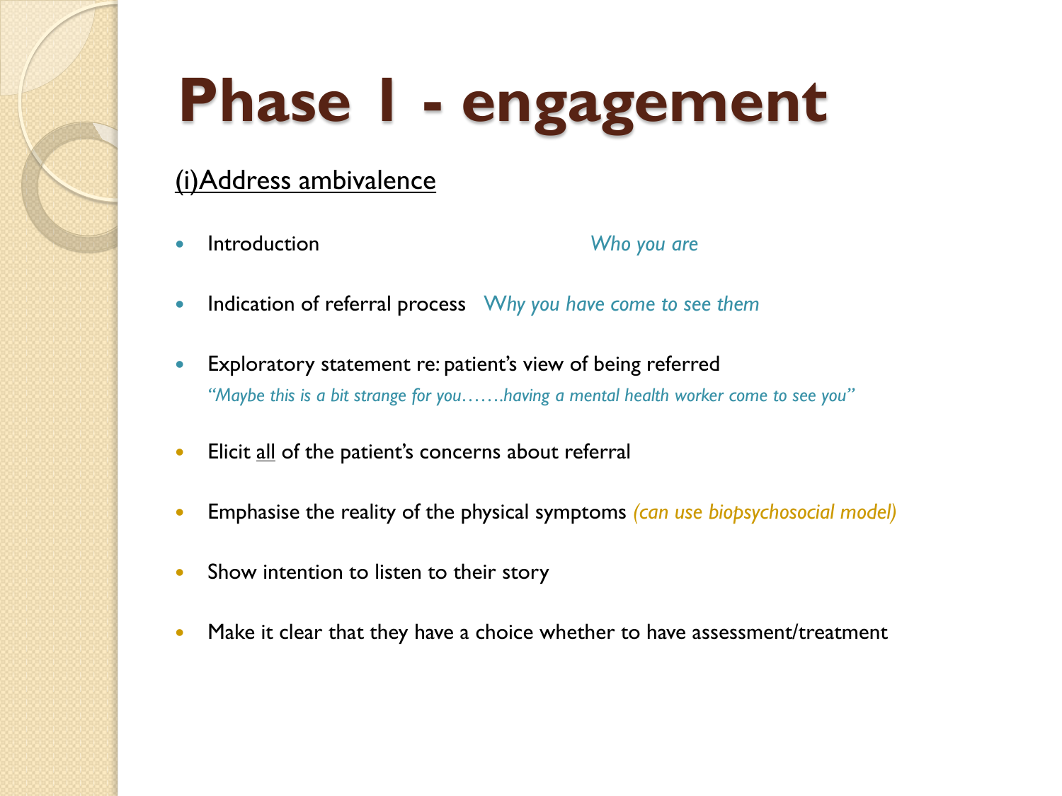# Phase 1 - engagement

## (i)Address ambivalence

- Introduction *Who you are*
- Indication of referral process *Why you have come to see them*
- Exploratory statement re: patient's view of being referred
  *"Maybe this is a bit strange for you…….having a mental health worker come to see you"*
- Elicit all of the patient's concerns about referral
- Emphasise the reality of the physical symptoms *(can use biopsychosocial model)*
- Show intention to listen to their story
- Make it clear that they have a choice whether to have assessment/treatment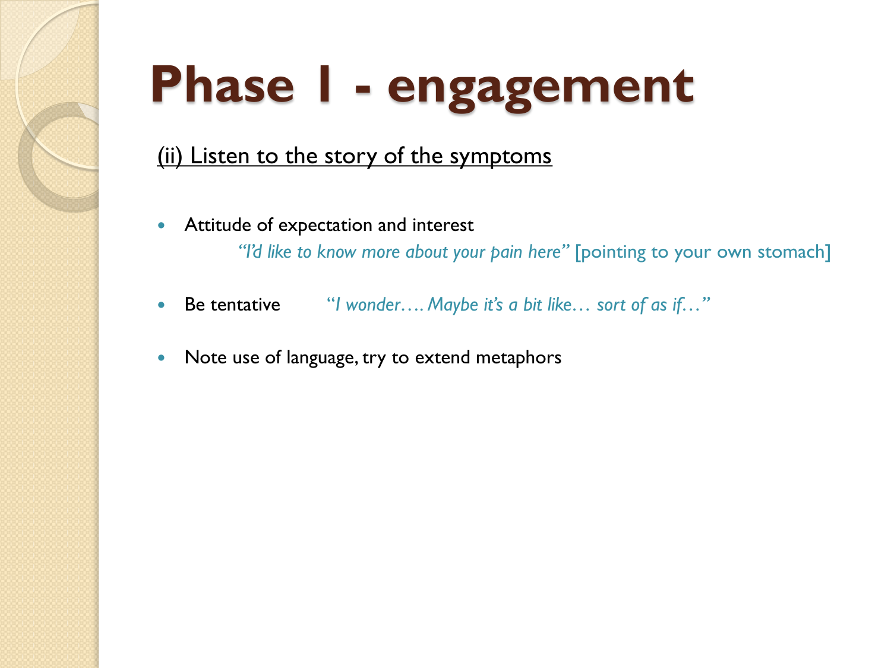# Phase 1 - engagement

<u>(ii) Listen to the story of the symptoms</u>

- Attitude of expectation and interest

  *"I'd like to know more about your pain here"* [pointing to your own stomach]

- Be tentative *"I wonder…. Maybe it's a bit like… sort of as if…"*

- Note use of language, try to extend metaphors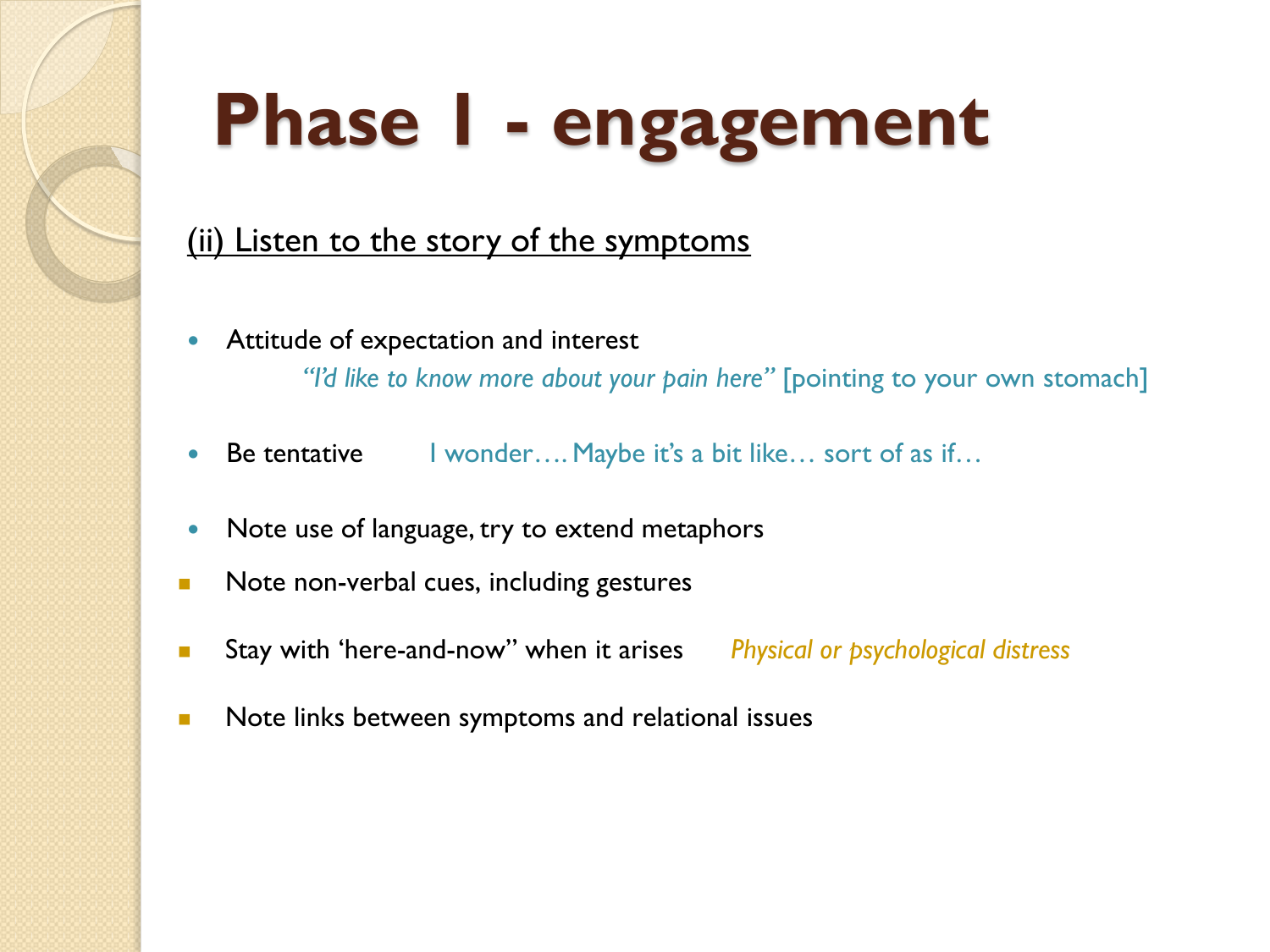# Phase 1 - engagement

<u>(ii) Listen to the story of the symptoms</u>

- Attitude of expectation and interest

  *"I'd like to know more about your pain here"* [pointing to your own stomach]

- Be tentative I wonder…. Maybe it's a bit like… sort of as if…

- Note use of language, try to extend metaphors

- Note non-verbal cues, including gestures

- Stay with 'here-and-now" when it arises *Physical or psychological distress*

- Note links between symptoms and relational issues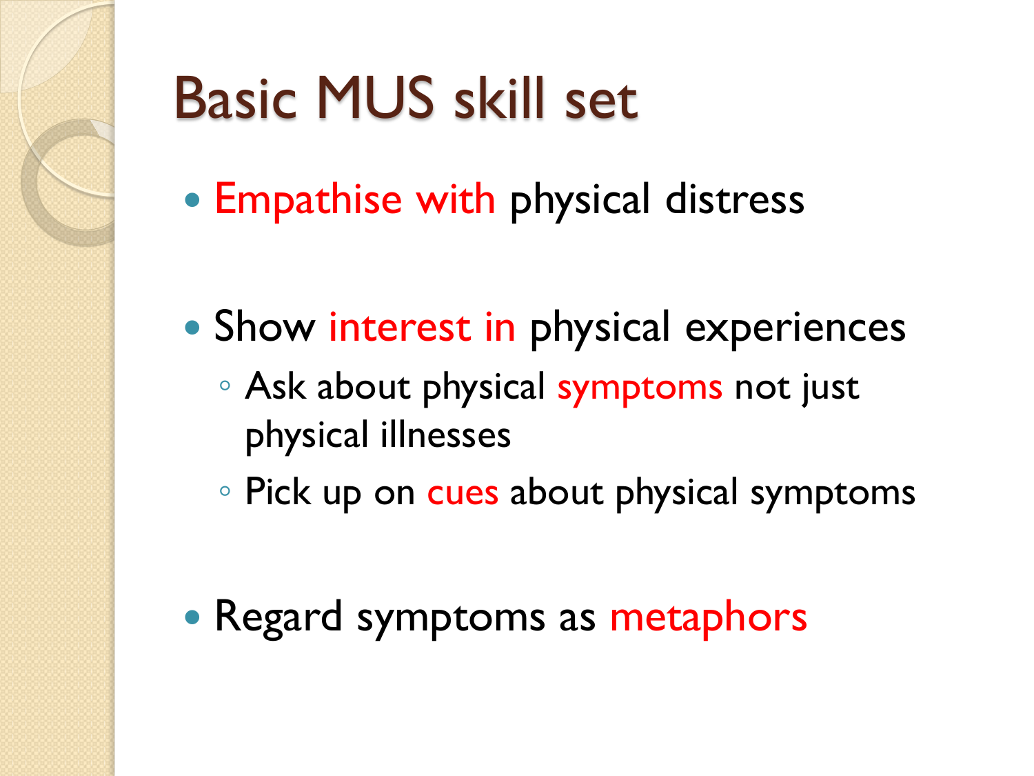# Basic MUS skill set

- Empathise with physical distress
- Show interest in physical experiences
  - Ask about physical symptoms not just physical illnesses
  - Pick up on cues about physical symptoms
- Regard symptoms as metaphors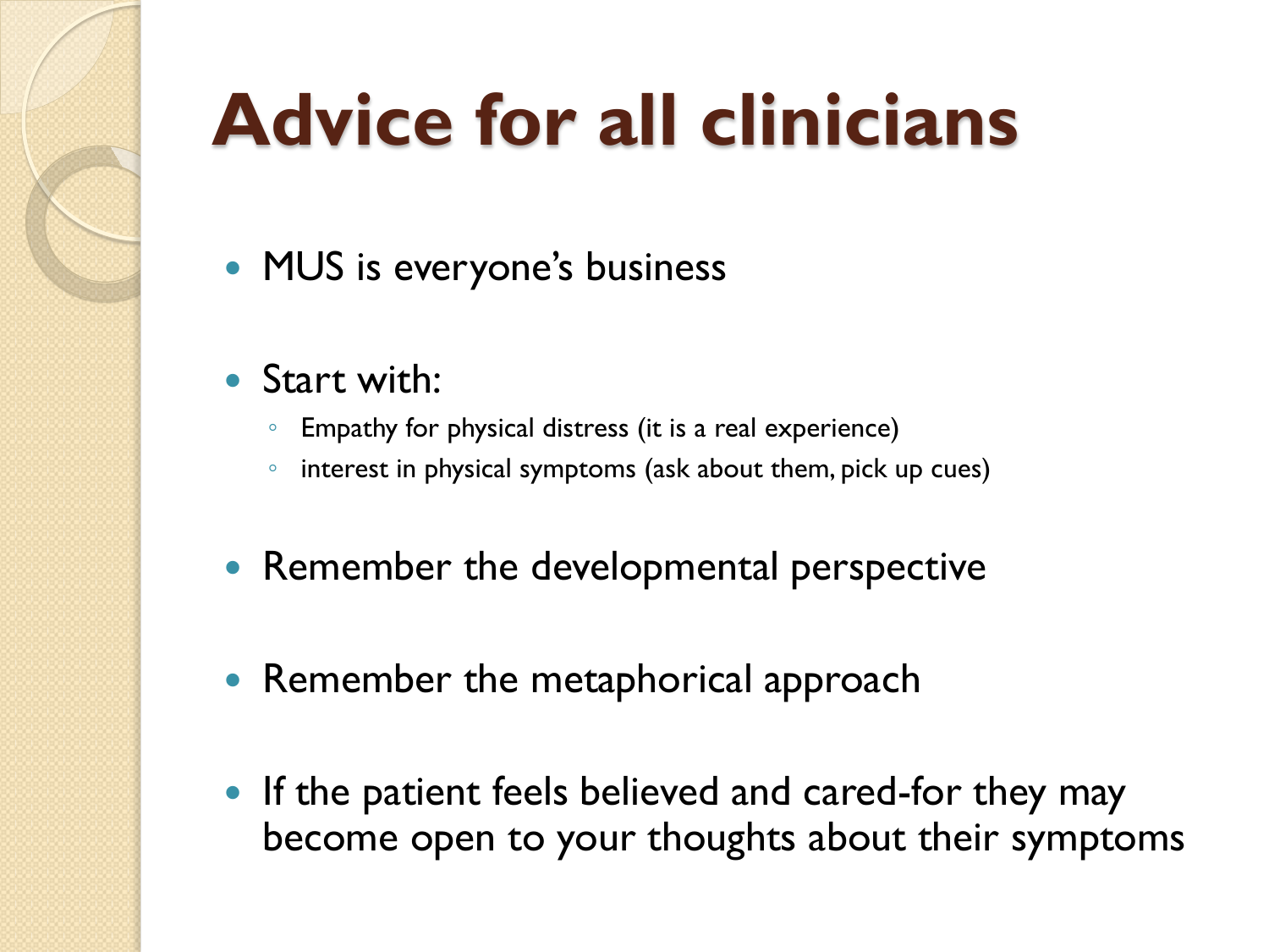# Advice for all clinicians

- MUS is everyone's business
- Start with:
  - Empathy for physical distress (it is a real experience)
  - interest in physical symptoms (ask about them, pick up cues)
- Remember the developmental perspective
- Remember the metaphorical approach
- If the patient feels believed and cared-for they may become open to your thoughts about their symptoms